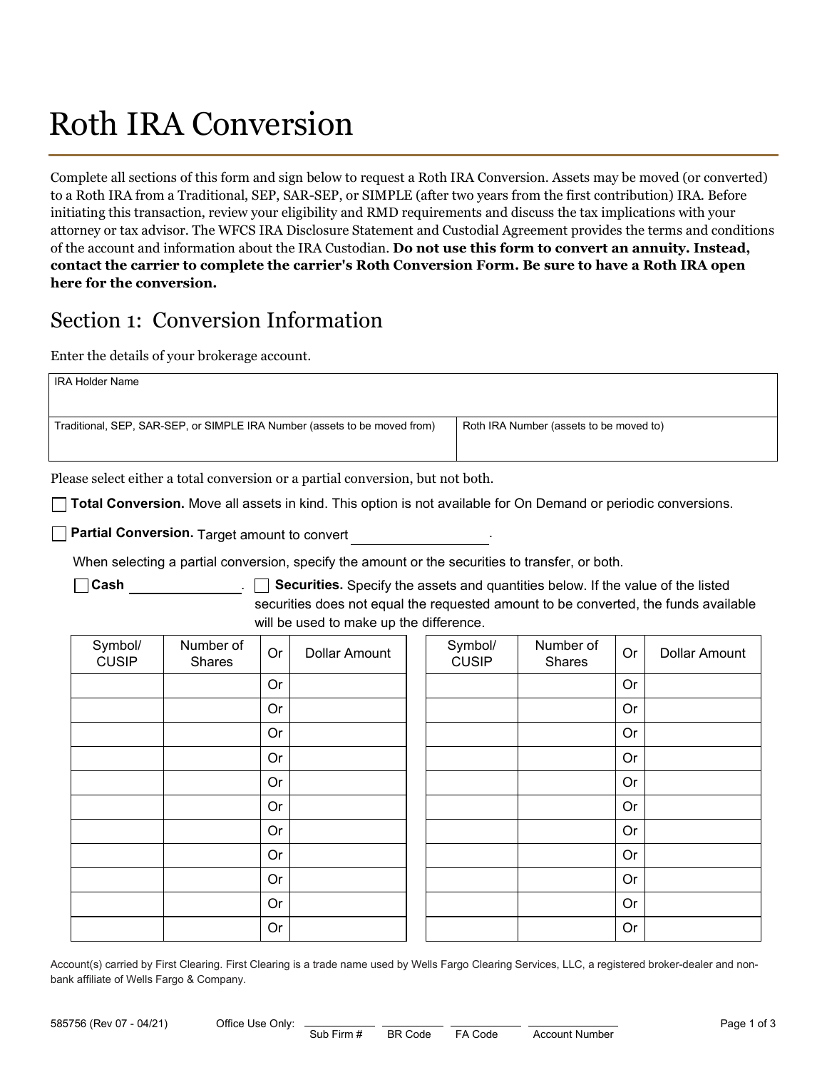# Roth IRA Conversion

Complete all sections of this form and sign below to request a Roth IRA Conversion. Assets may be moved (or converted) to a Roth IRA from a Traditional, SEP, SAR-SEP, or SIMPLE (after two years from the first contribution) IRA. Before initiating this transaction, review your eligibility and RMD requirements and discuss the tax implications with your attorney or tax advisor. The WFCS IRA Disclosure Statement and Custodial Agreement provides the terms and conditions of the account and information about the IRA Custodian. **Do not use this form to convert an annuity. Instead, contact the carrier to complete the carrier's Roth Conversion Form. Be sure to have a Roth IRA open here for the conversion.**

## Section 1: Conversion Information

Enter the details of your brokerage account.

| IRA Holder Name | |
|---|---|
| Traditional, SEP, SAR-SEP, or SIMPLE IRA Number (assets to be moved from) | Roth IRA Number (assets to be moved to) |

Please select either a total conversion or a partial conversion, but not both.

☐ **Total Conversion.** Move all assets in kind. This option is not available for On Demand or periodic conversions.

☐ **Partial Conversion.** Target amount to convert \_\_\_\_\_\_\_\_\_\_\_\_\_\_\_\_.

When selecting a partial conversion, specify the amount or the securities to transfer, or both.

☐ **Cash** \_\_\_\_\_\_\_\_\_\_\_\_\_\_. ☐ **Securities.** Specify the assets and quantities below. If the value of the listed securities does not equal the requested amount to be converted, the funds available will be used to make up the difference.

| Symbol/ CUSIP | Number of Shares | Or | Dollar Amount |
|---|---|---|---|
| | | Or | |
| | | Or | |
| | | Or | |
| | | Or | |
| | | Or | |
| | | Or | |
| | | Or | |
| | | Or | |
| | | Or | |
| | | Or | |
| | | Or | |

| Symbol/ CUSIP | Number of Shares | Or | Dollar Amount |
|---|---|---|---|
| | | Or | |
| | | Or | |
| | | Or | |
| | | Or | |
| | | Or | |
| | | Or | |
| | | Or | |
| | | Or | |
| | | Or | |
| | | Or | |
| | | Or | |

Account(s) carried by First Clearing. First Clearing is a trade name used by Wells Fargo Clearing Services, LLC, a registered broker-dealer and non-bank affiliate of Wells Fargo & Company.

585756 (Rev 07 - 04/21) Office Use Only: \_\_\_\_\_\_ Sub Firm # \_\_\_\_\_\_ BR Code \_\_\_\_\_\_ FA Code \_\_\_\_\_\_ Account Number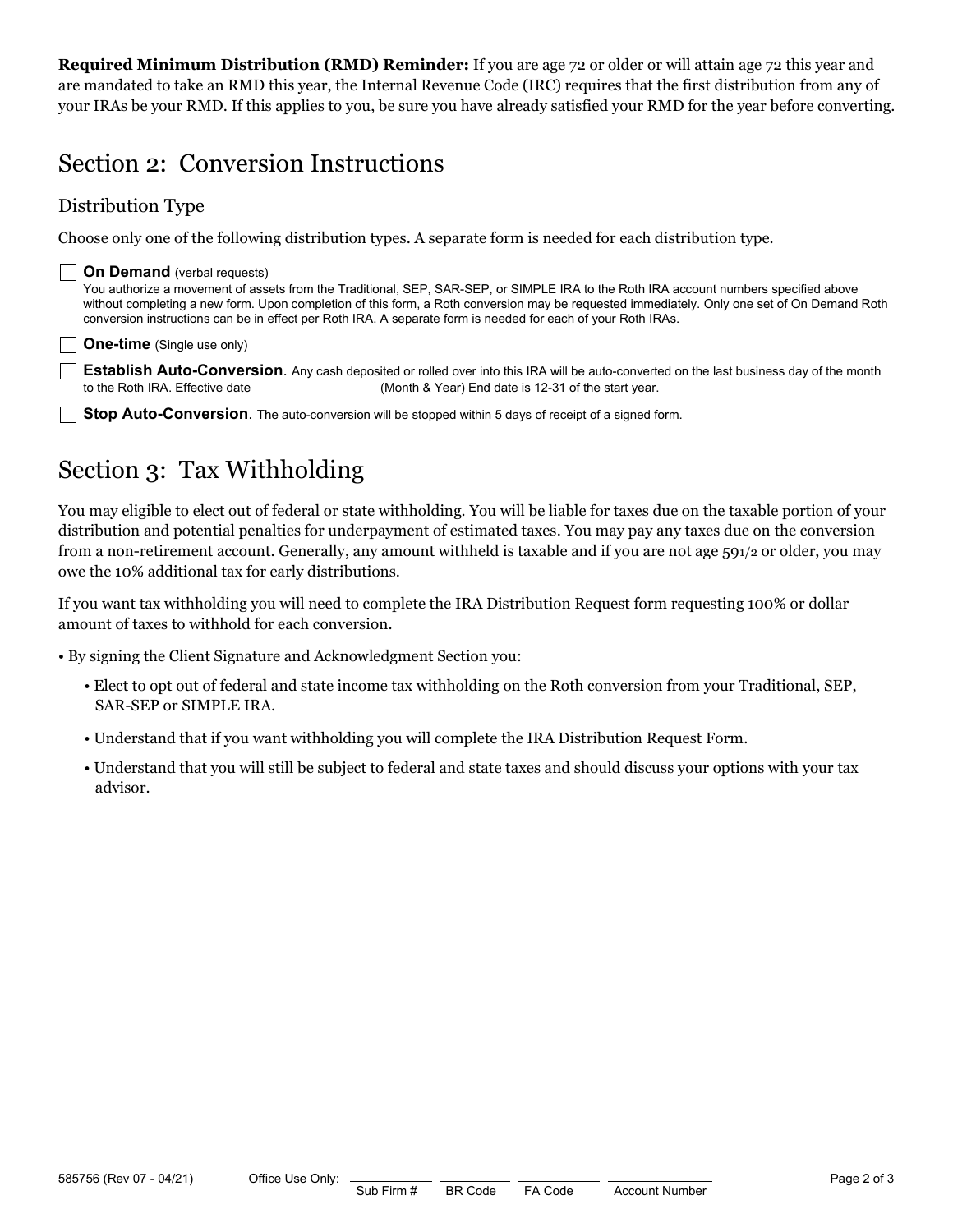**Required Minimum Distribution (RMD) Reminder:** If you are age 72 or older or will attain age 72 this year and are mandated to take an RMD this year, the Internal Revenue Code (IRC) requires that the first distribution from any of your IRAs be your RMD. If this applies to you, be sure you have already satisfied your RMD for the year before converting.

## Section 2: Conversion Instructions

### Distribution Type

Choose only one of the following distribution types. A separate form is needed for each distribution type.

☐ **On Demand** (verbal requests)
You authorize a movement of assets from the Traditional, SEP, SAR-SEP, or SIMPLE IRA to the Roth IRA account numbers specified above without completing a new form. Upon completion of this form, a Roth conversion may be requested immediately. Only one set of On Demand Roth conversion instructions can be in effect per Roth IRA. A separate form is needed for each of your Roth IRAs.

☐ **One-time** (Single use only)

☐ **Establish Auto-Conversion**. Any cash deposited or rolled over into this IRA will be auto-converted on the last business day of the month to the Roth IRA. Effective date ______________ (Month & Year) End date is 12-31 of the start year.

☐ **Stop Auto-Conversion**. The auto-conversion will be stopped within 5 days of receipt of a signed form.

## Section 3: Tax Withholding

You may eligible to elect out of federal or state withholding. You will be liable for taxes due on the taxable portion of your distribution and potential penalties for underpayment of estimated taxes. You may pay any taxes due on the conversion from a non-retirement account. Generally, any amount withheld is taxable and if you are not age 59½ or older, you may owe the 10% additional tax for early distributions.

If you want tax withholding you will need to complete the IRA Distribution Request form requesting 100% or dollar amount of taxes to withhold for each conversion.

- By signing the Client Signature and Acknowledgment Section you:
  - Elect to opt out of federal and state income tax withholding on the Roth conversion from your Traditional, SEP, SAR-SEP or SIMPLE IRA.
  - Understand that if you want withholding you will complete the IRA Distribution Request Form.
  - Understand that you will still be subject to federal and state taxes and should discuss your options with your tax advisor.

585756 (Rev 07 - 04/21) Office Use Only: ________ Sub Firm # ________ BR Code ________ FA Code ________ Account Number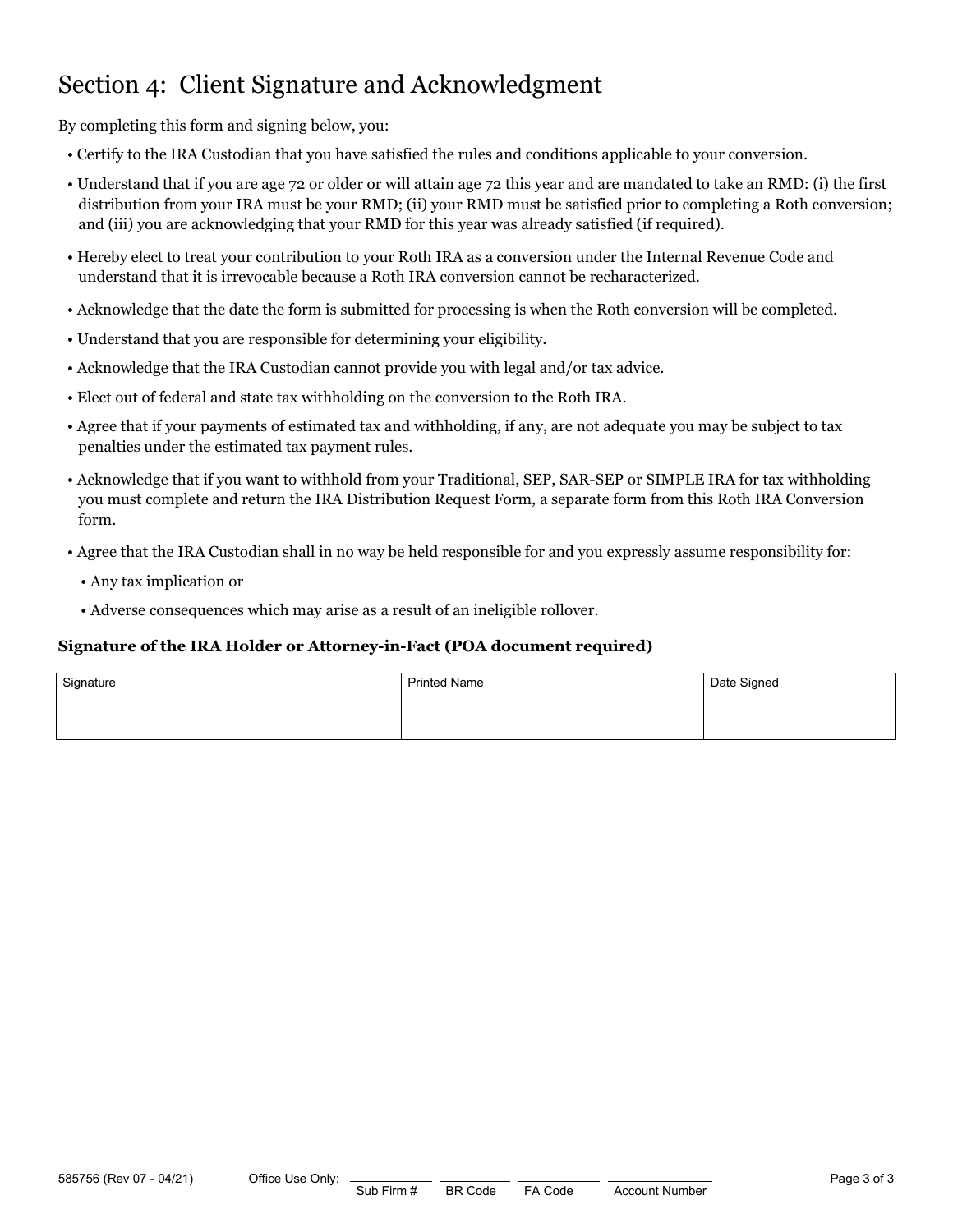# Section 4: Client Signature and Acknowledgment

By completing this form and signing below, you:

- Certify to the IRA Custodian that you have satisfied the rules and conditions applicable to your conversion.
- Understand that if you are age 72 or older or will attain age 72 this year and are mandated to take an RMD: (i) the first distribution from your IRA must be your RMD; (ii) your RMD must be satisfied prior to completing a Roth conversion; and (iii) you are acknowledging that your RMD for this year was already satisfied (if required).
- Hereby elect to treat your contribution to your Roth IRA as a conversion under the Internal Revenue Code and understand that it is irrevocable because a Roth IRA conversion cannot be recharacterized.
- Acknowledge that the date the form is submitted for processing is when the Roth conversion will be completed.
- Understand that you are responsible for determining your eligibility.
- Acknowledge that the IRA Custodian cannot provide you with legal and/or tax advice.
- Elect out of federal and state tax withholding on the conversion to the Roth IRA.
- Agree that if your payments of estimated tax and withholding, if any, are not adequate you may be subject to tax penalties under the estimated tax payment rules.
- Acknowledge that if you want to withhold from your Traditional, SEP, SAR-SEP or SIMPLE IRA for tax withholding you must complete and return the IRA Distribution Request Form, a separate form from this Roth IRA Conversion form.
- Agree that the IRA Custodian shall in no way be held responsible for and you expressly assume responsibility for:
  - Any tax implication or
  - Adverse consequences which may arise as a result of an ineligible rollover.

**Signature of the IRA Holder or Attorney-in-Fact (POA document required)**

| Signature | Printed Name | Date Signed |
| --- | --- | --- |
| | | |

585756 (Rev 07 - 04/21)

Office Use Only: ____________ Sub Firm # ____________ BR Code ____________ FA Code ____________ Account Number